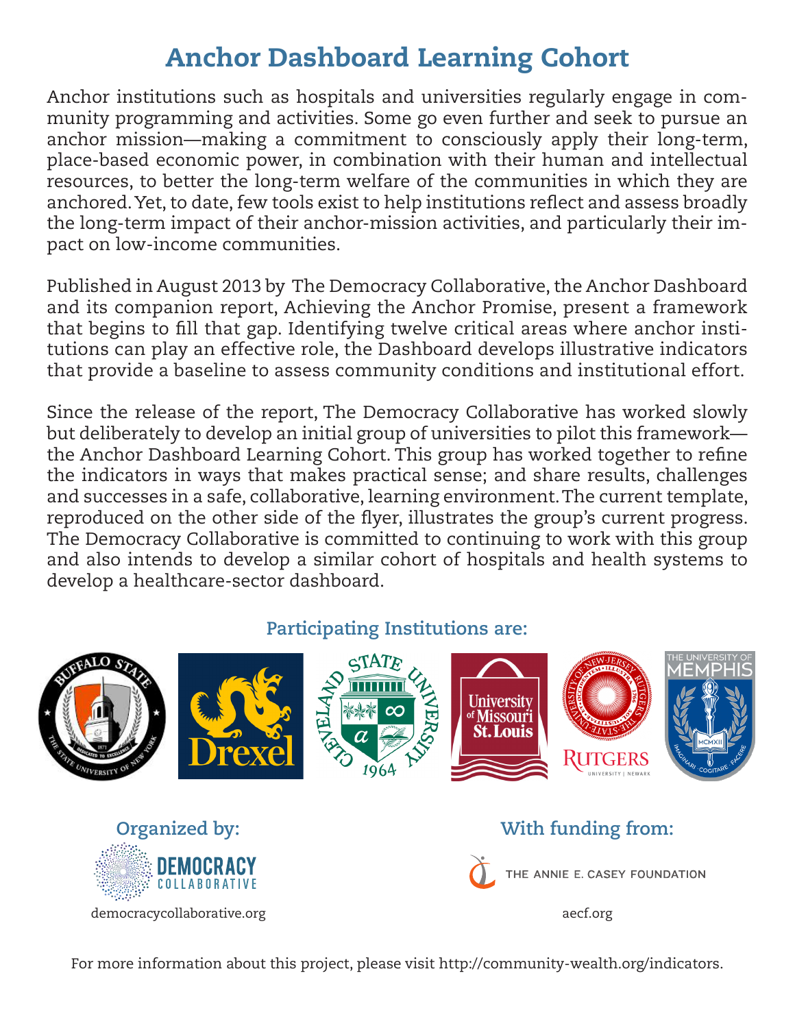# Anchor Dashboard Learning Cohort

Anchor institutions such as hospitals and universities regularly engage in community programming and activities. Some go even further and seek to pursue an anchor mission—making a commitment to consciously apply their long-term, place-based economic power, in combination with their human and intellectual resources, to better the long-term welfare of the communities in which they are anchored. Yet, to date, few tools exist to help institutions reflect and assess broadly the long-term impact of their anchor-mission activities, and particularly their impact on low-income communities.

Published in August 2013 by The Democracy Collaborative, the Anchor Dashboard and its companion report, Achieving the Anchor Promise, present a framework that begins to fill that gap. Identifying twelve critical areas where anchor institutions can play an effective role, the Dashboard develops illustrative indicators that provide a baseline to assess community conditions and institutional effort.

Since the release of the report, The Democracy Collaborative has worked slowly but deliberately to develop an initial group of universities to pilot this framework—the Anchor Dashboard Learning Cohort. This group has worked together to refine the indicators in ways that makes practical sense; and share results, challenges and successes in a safe, collaborative, learning environment. The current template, reproduced on the other side of the flyer, illustrates the group's current progress. The Democracy Collaborative is committed to continuing to work with this group and also intends to develop a similar cohort of hospitals and health systems to develop a healthcare-sector dashboard.

## Participating Institutions are:

Buffalo State, The State University of New York · Drexel · Cleveland State University · University of Missouri St. Louis · Rutgers University | Newark · The University of Memphis

## Organized by:

Democracy Collaborative

democracycollaborative.org

## With funding from:

The Annie E. Casey Foundation

aecf.org

For more information about this project, please visit http://community-wealth.org/indicators.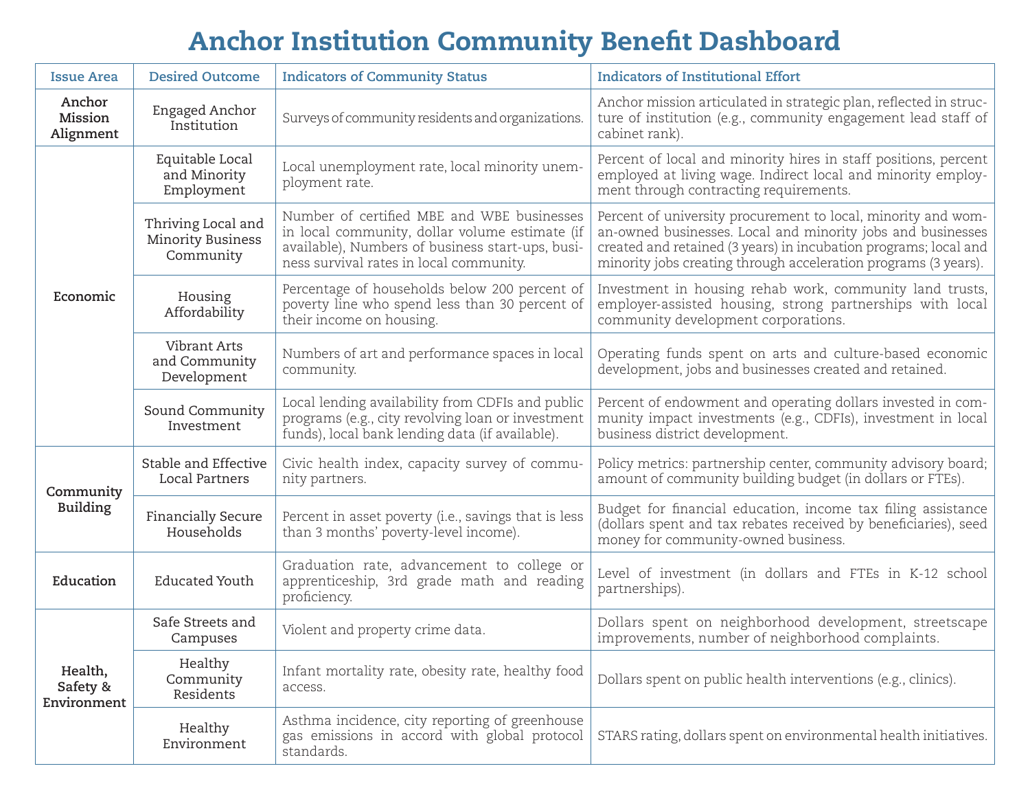# Anchor Institution Community Benefit Dashboard

| Issue Area | Desired Outcome | Indicators of Community Status | Indicators of Institutional Effort |
|---|---|---|---|
| **Anchor Mission Alignment** | Engaged Anchor Institution | Surveys of community residents and organizations. | Anchor mission articulated in strategic plan, reflected in structure of institution (e.g., community engagement lead staff of cabinet rank). |
| **Economic** | Equitable Local and Minority Employment | Local unemployment rate, local minority unemployment rate. | Percent of local and minority hires in staff positions, percent employed at living wage. Indirect local and minority employment through contracting requirements. |
| | Thriving Local and Minority Business Community | Number of certified MBE and WBE businesses in local community, dollar volume estimate (if available), Numbers of business start-ups, business survival rates in local community. | Percent of university procurement to local, minority and woman-owned businesses. Local and minority jobs and businesses created and retained (3 years) in incubation programs; local and minority jobs creating through acceleration programs (3 years). |
| | Housing Affordability | Percentage of households below 200 percent of poverty line who spend less than 30 percent of their income on housing. | Investment in housing rehab work, community land trusts, employer-assisted housing, strong partnerships with local community development corporations. |
| | Vibrant Arts and Community Development | Numbers of art and performance spaces in local community. | Operating funds spent on arts and culture-based economic development, jobs and businesses created and retained. |
| | Sound Community Investment | Local lending availability from CDFIs and public programs (e.g., city revolving loan or investment funds), local bank lending data (if available). | Percent of endowment and operating dollars invested in community impact investments (e.g., CDFIs), investment in local business district development. |
| **Community Building** | Stable and Effective Local Partners | Civic health index, capacity survey of community partners. | Policy metrics: partnership center, community advisory board; amount of community building budget (in dollars or FTEs). |
| | Financially Secure Households | Percent in asset poverty (i.e., savings that is less than 3 months' poverty-level income). | Budget for financial education, income tax filing assistance (dollars spent and tax rebates received by beneficiaries), seed money for community-owned business. |
| **Education** | Educated Youth | Graduation rate, advancement to college or apprenticeship, 3rd grade math and reading proficiency. | Level of investment (in dollars and FTEs in K-12 school partnerships). |
| **Health, Safety & Environment** | Safe Streets and Campuses | Violent and property crime data. | Dollars spent on neighborhood development, streetscape improvements, number of neighborhood complaints. |
| | Healthy Community Residents | Infant mortality rate, obesity rate, healthy food access. | Dollars spent on public health interventions (e.g., clinics). |
| | Healthy Environment | Asthma incidence, city reporting of greenhouse gas emissions in accord with global protocol standards. | STARS rating, dollars spent on environmental health initiatives. |